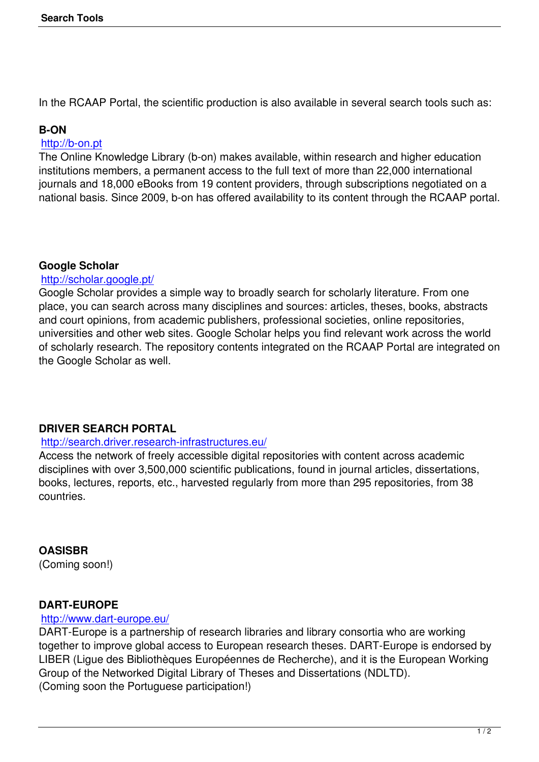In the RCAAP Portal, the scientific production is also available in several search tools such as:

**B-ON**

http://b-on.pt

The Online Knowledge Library (b-on) makes available, within research and higher education institutions members, a permanent access to the full text of more than 22,000 international journals and 18,000 eBooks from 19 content providers, through subscriptions negotiated on a national basis. Since 2009, b-on has offered availability to its content through the RCAAP portal.

**Google Scholar**

http://scholar.google.pt/

Google Scholar provides a simple way to broadly search for scholarly literature. From one place, you can search across many disciplines and sources: articles, theses, books, abstracts and court opinions, from academic publishers, professional societies, online repositories, universities and other web sites. Google Scholar helps you find relevant work across the world of scholarly research. The repository contents integrated on the RCAAP Portal are integrated on the Google Scholar as well.

**DRIVER SEARCH PORTAL**

http://search.driver.research-infrastructures.eu/

Access the network of freely accessible digital repositories with content across academic disciplines with over 3,500,000 scientific publications, found in journal articles, dissertations, books, lectures, reports, etc., harvested regularly from more than 295 repositories, from 38 countries.

**OASISBR**

(Coming soon!)

**DART-EUROPE**

http://www.dart-europe.eu/

DART-Europe is a partnership of research libraries and library consortia who are working together to improve global access to European research theses. DART-Europe is endorsed by LIBER (Ligue des Bibliothèques Européennes de Recherche), and it is the European Working Group of the Networked Digital Library of Theses and Dissertations (NDLTD).

(Coming soon the Portuguese participation!)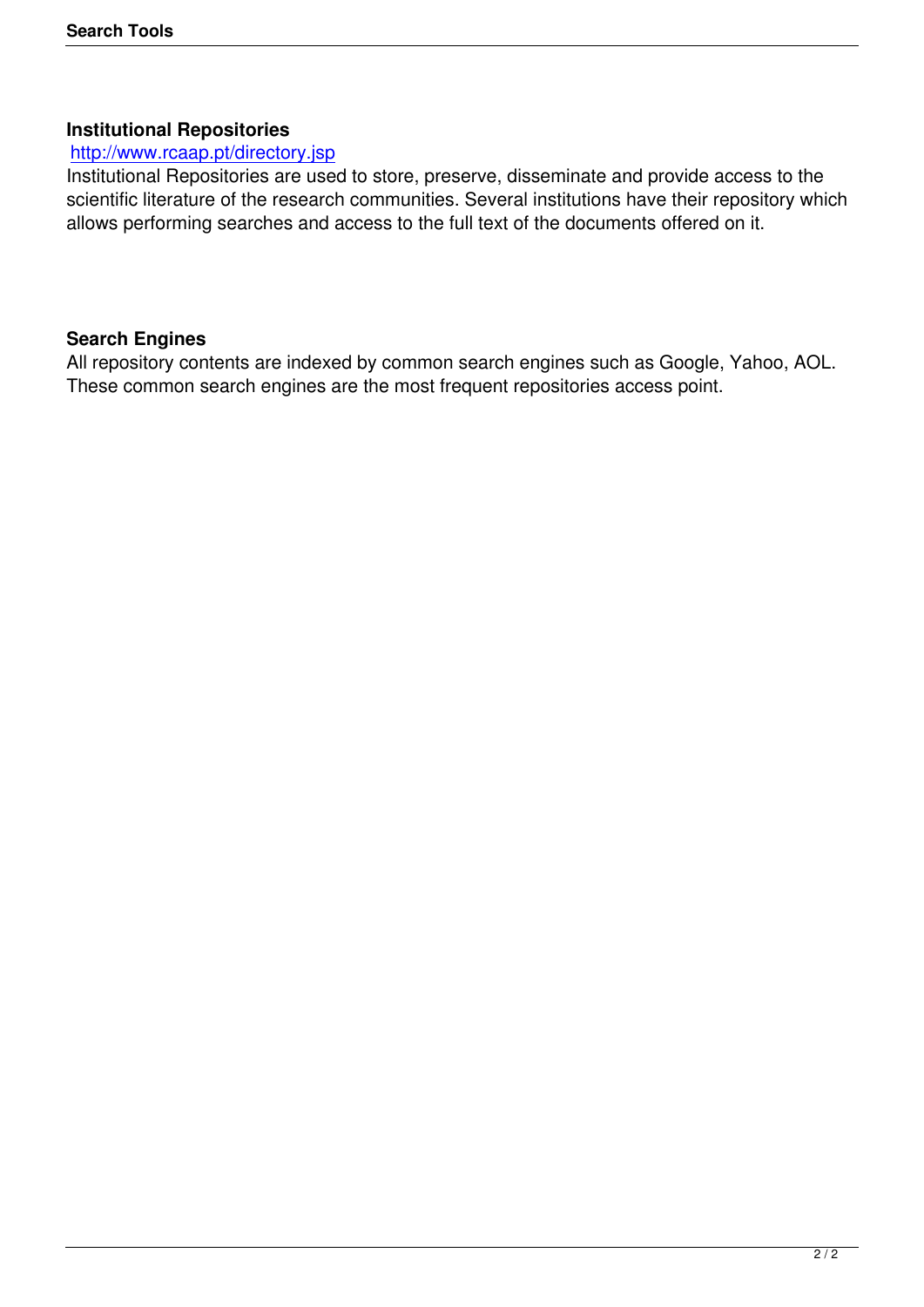## Institutional Repositories

http://www.rcaap.pt/directory.jsp

Institutional Repositories are used to store, preserve, disseminate and provide access to the scientific literature of the research communities. Several institutions have their repository which allows performing searches and access to the full text of the documents offered on it.

## Search Engines

All repository contents are indexed by common search engines such as Google, Yahoo, AOL. These common search engines are the most frequent repositories access point.